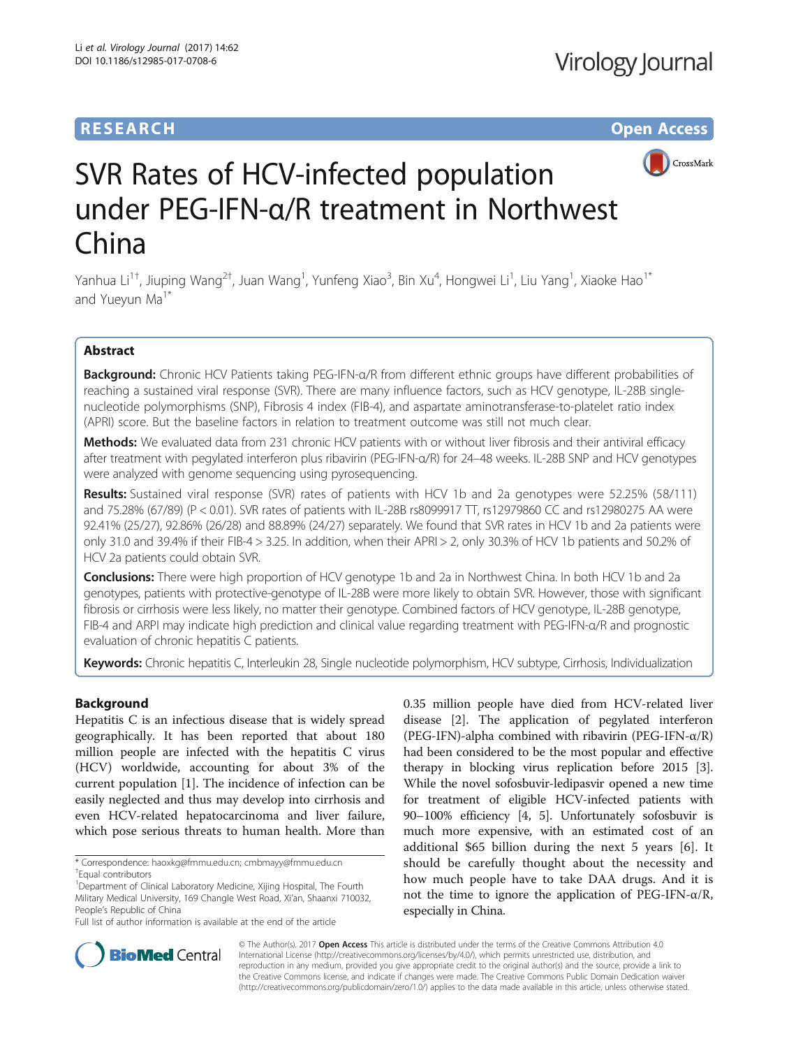RESEARCH Open Access

# SVR Rates of HCV-infected population under PEG-IFN-α/R treatment in Northwest China

Yanhua Li[1†], Jiuping Wang[2†], Juan Wang[1], Yunfeng Xiao[3], Bin Xu[4], Hongwei Li[1], Liu Yang[1], Xiaoke Hao[1*] and Yueyun Ma[1*]

## Abstract

**Background:** Chronic HCV Patients taking PEG-IFN-α/R from different ethnic groups have different probabilities of reaching a sustained viral response (SVR). There are many influence factors, such as HCV genotype, IL-28B single-nucleotide polymorphisms (SNP), Fibrosis 4 index (FIB-4), and aspartate aminotransferase-to-platelet ratio index (APRI) score. But the baseline factors in relation to treatment outcome was still not much clear.

**Methods:** We evaluated data from 231 chronic HCV patients with or without liver fibrosis and their antiviral efficacy after treatment with pegylated interferon plus ribavirin (PEG-IFN-α/R) for 24–48 weeks. IL-28B SNP and HCV genotypes were analyzed with genome sequencing using pyrosequencing.

**Results:** Sustained viral response (SVR) rates of patients with HCV 1b and 2a genotypes were 52.25% (58/111) and 75.28% (67/89) ($P < 0.01$). SVR rates of patients with IL-28B rs8099917 TT, rs12979860 CC and rs12980275 AA were 92.41% (25/27), 92.86% (26/28) and 88.89% (24/27) separately. We found that SVR rates in HCV 1b and 2a patients were only 31.0 and 39.4% if their FIB-4 > 3.25. In addition, when their APRI > 2, only 30.3% of HCV 1b patients and 50.2% of HCV 2a patients could obtain SVR.

**Conclusions:** There were high proportion of HCV genotype 1b and 2a in Northwest China. In both HCV 1b and 2a genotypes, patients with protective-genotype of IL-28B were more likely to obtain SVR. However, those with significant fibrosis or cirrhosis were less likely, no matter their genotype. Combined factors of HCV genotype, IL-28B genotype, FIB-4 and ARPI may indicate high prediction and clinical value regarding treatment with PEG-IFN-α/R and prognostic evaluation of chronic hepatitis C patients.

**Keywords:** Chronic hepatitis C, Interleukin 28, Single nucleotide polymorphism, HCV subtype, Cirrhosis, Individualization

## Background

Hepatitis C is an infectious disease that is widely spread geographically. It has been reported that about 180 million people are infected with the hepatitis C virus (HCV) worldwide, accounting for about 3% of the current population [1]. The incidence of infection can be easily neglected and thus may develop into cirrhosis and even HCV-related hepatocarcinoma and liver failure, which pose serious threats to human health. More than 0.35 million people have died from HCV-related liver disease [2]. The application of pegylated interferon (PEG-IFN)-alpha combined with ribavirin (PEG-IFN-α/R) had been considered to be the most popular and effective therapy in blocking virus replication before 2015 [3]. While the novel sofosbuvir-ledipasvir opened a new time for treatment of eligible HCV-infected patients with 90–100% efficiency [4, 5]. Unfortunately sofosbuvir is much more expensive, with an estimated cost of an additional $65 billion during the next 5 years [6]. It should be carefully thought about the necessity and how much people have to take DAA drugs. And it is not the time to ignore the application of PEG-IFN-α/R, especially in China.

\* Correspondence: haoxkg@fmmu.edu.cn; cmbmayy@fmmu.edu.cn
†Equal contributors
[1]Department of Clinical Laboratory Medicine, Xijing Hospital, The Fourth Military Medical University, 169 Changle West Road, Xi'an, Shaanxi 710032, People's Republic of China
Full list of author information is available at the end of the article

© The Author(s). 2017 **Open Access** This article is distributed under the terms of the Creative Commons Attribution 4.0 International License (http://creativecommons.org/licenses/by/4.0/), which permits unrestricted use, distribution, and reproduction in any medium, provided you give appropriate credit to the original author(s) and the source, provide a link to the Creative Commons license, and indicate if changes were made. The Creative Commons Public Domain Dedication waiver (http://creativecommons.org/publicdomain/zero/1.0/) applies to the data made available in this article, unless otherwise stated.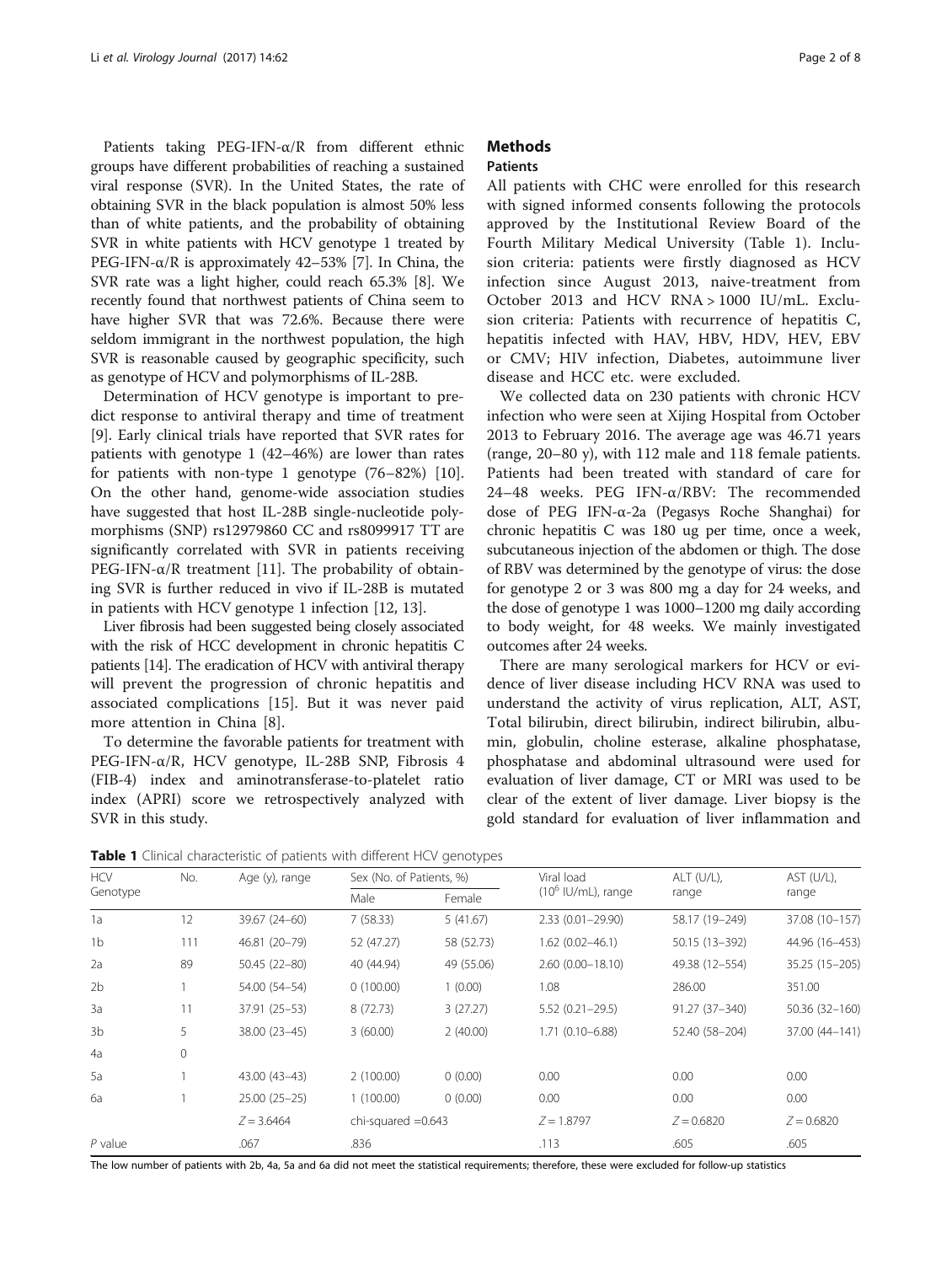Patients taking PEG-IFN-α/R from different ethnic groups have different probabilities of reaching a sustained viral response (SVR). In the United States, the rate of obtaining SVR in the black population is almost 50% less than of white patients, and the probability of obtaining SVR in white patients with HCV genotype 1 treated by PEG-IFN-α/R is approximately 42–53% [7]. In China, the SVR rate was a light higher, could reach 65.3% [8]. We recently found that northwest patients of China seem to have higher SVR that was 72.6%. Because there were seldom immigrant in the northwest population, the high SVR is reasonable caused by geographic specificity, such as genotype of HCV and polymorphisms of IL-28B.

Determination of HCV genotype is important to predict response to antiviral therapy and time of treatment [9]. Early clinical trials have reported that SVR rates for patients with genotype 1 (42–46%) are lower than rates for patients with non-type 1 genotype (76–82%) [10]. On the other hand, genome-wide association studies have suggested that host IL-28B single-nucleotide polymorphisms (SNP) rs12979860 CC and rs8099917 TT are significantly correlated with SVR in patients receiving PEG-IFN-α/R treatment [11]. The probability of obtaining SVR is further reduced in vivo if IL-28B is mutated in patients with HCV genotype 1 infection [12, 13].

Liver fibrosis had been suggested being closely associated with the risk of HCC development in chronic hepatitis C patients [14]. The eradication of HCV with antiviral therapy will prevent the progression of chronic hepatitis and associated complications [15]. But it was never paid more attention in China [8].

To determine the favorable patients for treatment with PEG-IFN-α/R, HCV genotype, IL-28B SNP, Fibrosis 4 (FIB-4) index and aminotransferase-to-platelet ratio index (APRI) score we retrospectively analyzed with SVR in this study.

## Methods

### Patients

All patients with CHC were enrolled for this research with signed informed consents following the protocols approved by the Institutional Review Board of the Fourth Military Medical University (Table 1). Inclusion criteria: patients were firstly diagnosed as HCV infection since August 2013, naive-treatment from October 2013 and HCV RNA > 1000 IU/mL. Exclusion criteria: Patients with recurrence of hepatitis C, hepatitis infected with HAV, HBV, HDV, HEV, EBV or CMV; HIV infection, Diabetes, autoimmune liver disease and HCC etc. were excluded.

We collected data on 230 patients with chronic HCV infection who were seen at Xijing Hospital from October 2013 to February 2016. The average age was 46.71 years (range, 20–80 y), with 112 male and 118 female patients. Patients had been treated with standard of care for 24–48 weeks. PEG IFN-α/RBV: The recommended dose of PEG IFN-α-2a (Pegasys Roche Shanghai) for chronic hepatitis C was 180 ug per time, once a week, subcutaneous injection of the abdomen or thigh. The dose of RBV was determined by the genotype of virus: the dose for genotype 2 or 3 was 800 mg a day for 24 weeks, and the dose of genotype 1 was 1000–1200 mg daily according to body weight, for 48 weeks. We mainly investigated outcomes after 24 weeks.

There are many serological markers for HCV or evidence of liver disease including HCV RNA was used to understand the activity of virus replication, ALT, AST, Total bilirubin, direct bilirubin, indirect bilirubin, albumin, globulin, choline esterase, alkaline phosphatase, phosphatase and abdominal ultrasound were used for evaluation of liver damage, CT or MRI was used to be clear of the extent of liver damage. Liver biopsy is the gold standard for evaluation of liver inflammation and

**Table 1** Clinical characteristic of patients with different HCV genotypes

| HCV Genotype | No. | Age (y), range | Sex (No. of Patients, %) | | Viral load ($10^6$ IU/mL), range | ALT (U/L), range | AST (U/L), range |
|---|---|---|---|---|---|---|---|
| | | | Male | Female | | | |
| 1a | 12 | 39.67 (24–60) | 7 (58.33) | 5 (41.67) | 2.33 (0.01–29.90) | 58.17 (19–249) | 37.08 (10–157) |
| 1b | 111 | 46.81 (20–79) | 52 (47.27) | 58 (52.73) | 1.62 (0.02–46.1) | 50.15 (13–392) | 44.96 (16–453) |
| 2a | 89 | 50.45 (22–80) | 40 (44.94) | 49 (55.06) | 2.60 (0.00–18.10) | 49.38 (12–554) | 35.25 (15–205) |
| 2b | 1 | 54.00 (54–54) | 0 (100.00) | 1 (0.00) | 1.08 | 286.00 | 351.00 |
| 3a | 11 | 37.91 (25–53) | 8 (72.73) | 3 (27.27) | 5.52 (0.21–29.5) | 91.27 (37–340) | 50.36 (32–160) |
| 3b | 5 | 38.00 (23–45) | 3 (60.00) | 2 (40.00) | 1.71 (0.10–6.88) | 52.40 (58–204) | 37.00 (44–141) |
| 4a | 0 | | | | | | |
| 5a | 1 | 43.00 (43–43) | 2 (100.00) | 0 (0.00) | 0.00 | 0.00 | 0.00 |
| 6a | 1 | 25.00 (25–25) | 1 (100.00) | 0 (0.00) | 0.00 | 0.00 | 0.00 |
| | | $Z = 3.6464$ | chi-squared =0.643 | | $Z = 1.8797$ | $Z = 0.6820$ | $Z = 0.6820$ |
| *P* value | | .067 | .836 | | .113 | .605 | .605 |

The low number of patients with 2b, 4a, 5a and 6a did not meet the statistical requirements; therefore, these were excluded for follow-up statistics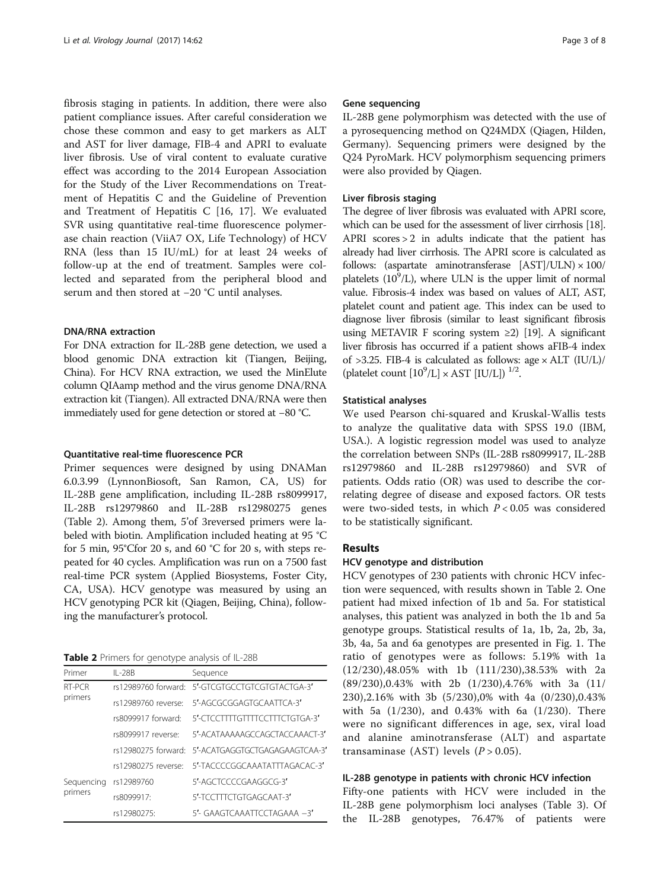fibrosis staging in patients. In addition, there were also patient compliance issues. After careful consideration we chose these common and easy to get markers as ALT and AST for liver damage, FIB-4 and APRI to evaluate liver fibrosis. Use of viral content to evaluate curative effect was according to the 2014 European Association for the Study of the Liver Recommendations on Treatment of Hepatitis C and the Guideline of Prevention and Treatment of Hepatitis C [16, 17]. We evaluated SVR using quantitative real-time fluorescence polymerase chain reaction (ViiA7 OX, Life Technology) of HCV RNA (less than 15 IU/mL) for at least 24 weeks of follow-up at the end of treatment. Samples were collected and separated from the peripheral blood and serum and then stored at −20 °C until analyses.

### DNA/RNA extraction

For DNA extraction for IL-28B gene detection, we used a blood genomic DNA extraction kit (Tiangen, Beijing, China). For HCV RNA extraction, we used the MinElute column QIAamp method and the virus genome DNA/RNA extraction kit (Tiangen). All extracted DNA/RNA were then immediately used for gene detection or stored at −80 °C.

### Quantitative real-time fluorescence PCR

Primer sequences were designed by using DNAMan 6.0.3.99 (LynnonBiosoft, San Ramon, CA, US) for IL-28B gene amplification, including IL-28B rs8099917, IL-28B rs12979860 and IL-28B rs12980275 genes (Table 2). Among them, 5'of 3reversed primers were labeled with biotin. Amplification included heating at 95 °C for 5 min, 95°Cfor 20 s, and 60 °C for 20 s, with steps repeated for 40 cycles. Amplification was run on a 7500 fast real-time PCR system (Applied Biosystems, Foster City, CA, USA). HCV genotype was measured by using an HCV genotyping PCR kit (Qiagen, Beijing, China), following the manufacturer's protocol.

**Table 2** Primers for genotype analysis of IL-28B

| Primer | IL-28B | Sequence |
|---|---|---|
| RT-PCR primers | rs12989760 forward: | 5′-GTCGTGCCTGTCGTGTACTGA-3′ |
| | rs12989760 reverse: | 5′-AGCGCGGAGTGCAATTCA-3′ |
| | rs8099917 forward: | 5′-CTCCTTTTGTTTTCCTTTCTGTGA-3′ |
| | rs8099917 reverse: | 5′-ACATAAAAAGCCAGCTACCAAACT-3′ |
| | rs12980275 forward: | 5′-ACATGAGGTGCTGAGAGAAGTCAA-3′ |
| | rs12980275 reverse: | 5′-TACCCCGGCAAATATTTAGACAC-3′ |
| Sequencing primers | rs12989760 | 5′-AGCTCCCCGAAGGCG-3′ |
| | rs8099917: | 5′-TCCTTTCTGTGAGCAAT-3′ |
| | rs12980275: | 5′- GAAGTCAAATTCCTAGAAA −3′ |

### Gene sequencing

IL-28B gene polymorphism was detected with the use of a pyrosequencing method on Q24MDX (Qiagen, Hilden, Germany). Sequencing primers were designed by the Q24 PyroMark. HCV polymorphism sequencing primers were also provided by Qiagen.

### Liver fibrosis staging

The degree of liver fibrosis was evaluated with APRI score, which can be used for the assessment of liver cirrhosis [18]. APRI scores > 2 in adults indicate that the patient has already had liver cirrhosis. The APRI score is calculated as follows: (aspartate aminotransferase [AST]/ULN) × 100/ platelets ($10^9$/L), where ULN is the upper limit of normal value. Fibrosis-4 index was based on values of ALT, AST, platelet count and patient age. This index can be used to diagnose liver fibrosis (similar to least significant fibrosis using METAVIR F scoring system ≥2) [19]. A significant liver fibrosis has occurred if a patient shows aFIB-4 index of >3.25. FIB-4 is calculated as follows: age × ALT (IU/L)/ (platelet count [$10^9$/L] × AST [IU/L]) $^{1/2}$.

### Statistical analyses

We used Pearson chi-squared and Kruskal-Wallis tests to analyze the qualitative data with SPSS 19.0 (IBM, USA.). A logistic regression model was used to analyze the correlation between SNPs (IL-28B rs8099917, IL-28B rs12979860 and IL-28B rs12979860) and SVR of patients. Odds ratio (OR) was used to describe the correlating degree of disease and exposed factors. OR tests were two-sided tests, in which $P < 0.05$ was considered to be statistically significant.

## Results

### HCV genotype and distribution

HCV genotypes of 230 patients with chronic HCV infection were sequenced, with results shown in Table 2. One patient had mixed infection of 1b and 5a. For statistical analyses, this patient was analyzed in both the 1b and 5a genotype groups. Statistical results of 1a, 1b, 2a, 2b, 3a, 3b, 4a, 5a and 6a genotypes are presented in Fig. 1. The ratio of genotypes were as follows: 5.19% with 1a (12/230),48.05% with 1b (111/230),38.53% with 2a (89/230),0.43% with 2b (1/230),4.76% with 3a (11/230),2.16% with 3b (5/230),0% with 4a (0/230),0.43% with 5a (1/230), and 0.43% with 6a (1/230). There were no significant differences in age, sex, viral load and alanine aminotransferase (ALT) and aspartate transaminase (AST) levels ($P > 0.05$).

### IL-28B genotype in patients with chronic HCV infection

Fifty-one patients with HCV were included in the IL-28B gene polymorphism loci analyses (Table 3). Of the IL-28B genotypes, 76.47% of patients were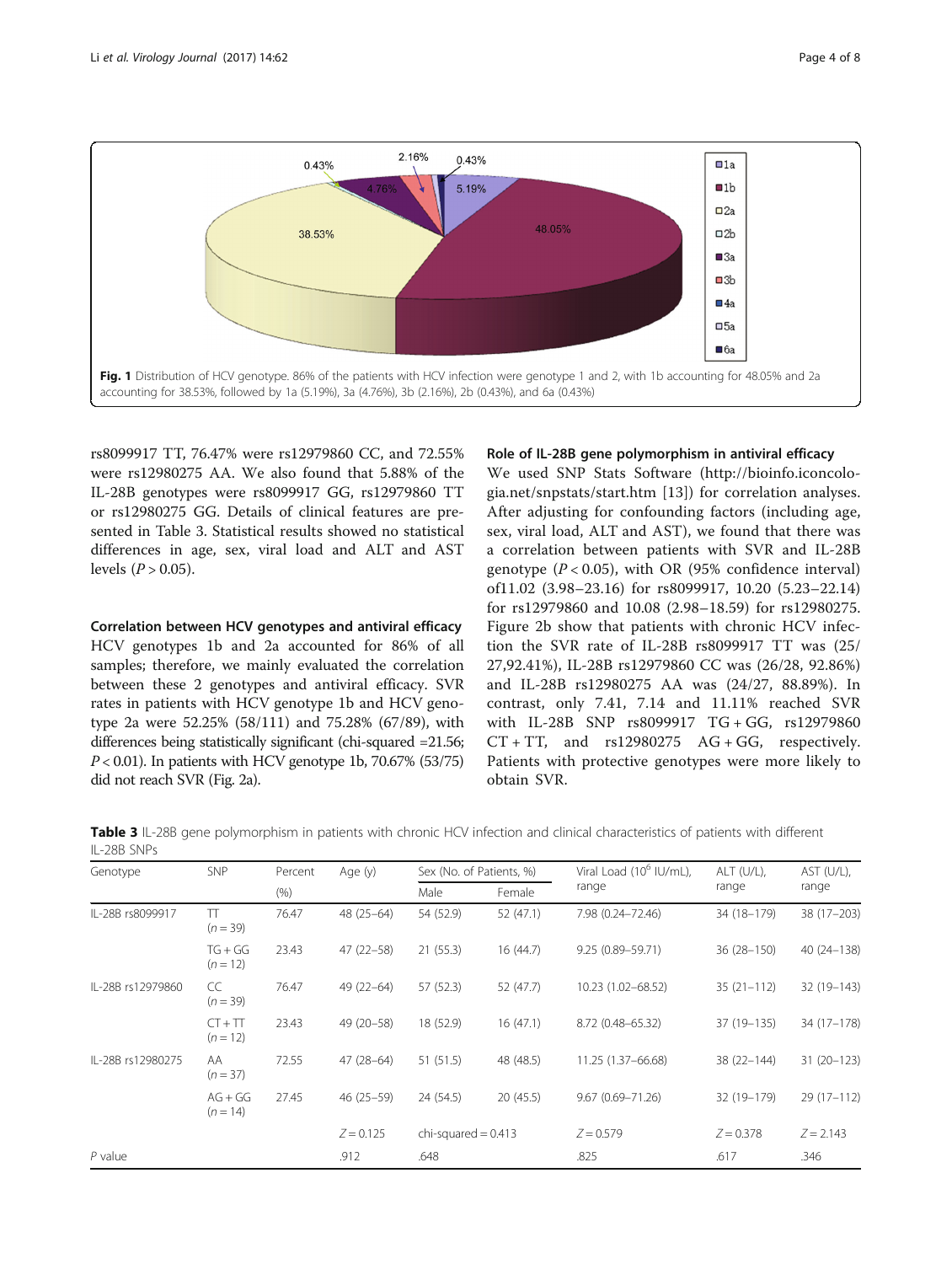Fig. 1 Distribution of HCV genotype. 86% of the patients with HCV infection were genotype 1 and 2, with 1b accounting for 48.05% and 2a accounting for 38.53%, followed by 1a (5.19%), 3a (4.76%), 3b (2.16%), 2b (0.43%), and 6a (0.43%)

rs8099917 TT, 76.47% were rs12979860 CC, and 72.55% were rs12980275 AA. We also found that 5.88% of the IL-28B genotypes were rs8099917 GG, rs12979860 TT or rs12980275 GG. Details of clinical features are presented in Table 3. Statistical results showed no statistical differences in age, sex, viral load and ALT and AST levels ($P > 0.05$).

### Correlation between HCV genotypes and antiviral efficacy

HCV genotypes 1b and 2a accounted for 86% of all samples; therefore, we mainly evaluated the correlation between these 2 genotypes and antiviral efficacy. SVR rates in patients with HCV genotype 1b and HCV genotype 2a were 52.25% (58/111) and 75.28% (67/89), with differences being statistically significant (chi-squared =21.56; $P < 0.01$). In patients with HCV genotype 1b, 70.67% (53/75) did not reach SVR (Fig. 2a).

### Role of IL-28B gene polymorphism in antiviral efficacy

We used SNP Stats Software (http://bioinfo.iconcologia.net/snpstats/start.htm [13]) for correlation analyses. After adjusting for confounding factors (including age, sex, viral load, ALT and AST), we found that there was a correlation between patients with SVR and IL-28B genotype ($P < 0.05$), with OR (95% confidence interval) of11.02 (3.98–23.16) for rs8099917, 10.20 (5.23–22.14) for rs12979860 and 10.08 (2.98–18.59) for rs12980275. Figure 2b show that patients with chronic HCV infection the SVR rate of IL-28B rs8099917 TT was (25/27,92.41%), IL-28B rs12979860 CC was (26/28, 92.86%) and IL-28B rs12980275 AA was (24/27, 88.89%). In contrast, only 7.41, 7.14 and 11.11% reached SVR with IL-28B SNP rs8099917 TG + GG, rs12979860 CT + TT, and rs12980275 AG + GG, respectively. Patients with protective genotypes were more likely to obtain SVR.

**Table 3** IL-28B gene polymorphism in patients with chronic HCV infection and clinical characteristics of patients with different IL-28B SNPs

| Genotype | SNP | Percent (%) | Age (y) | Sex (No. of Patients, %) | | Viral Load ($10^6$ IU/mL), range | ALT (U/L), range | AST (U/L), range |
|---|---|---|---|---|---|---|---|---|
| | | | | Male | Female | | | |
| IL-28B rs8099917 | TT ($n = 39$) | 76.47 | 48 (25–64) | 54 (52.9) | 52 (47.1) | 7.98 (0.24–72.46) | 34 (18–179) | 38 (17–203) |
| | TG + GG ($n = 12$) | 23.43 | 47 (22–58) | 21 (55.3) | 16 (44.7) | 9.25 (0.89–59.71) | 36 (28–150) | 40 (24–138) |
| IL-28B rs12979860 | CC ($n = 39$) | 76.47 | 49 (22–64) | 57 (52.3) | 52 (47.7) | 10.23 (1.02–68.52) | 35 (21–112) | 32 (19–143) |
| | CT + TT ($n = 12$) | 23.43 | 49 (20–58) | 18 (52.9) | 16 (47.1) | 8.72 (0.48–65.32) | 37 (19–135) | 34 (17–178) |
| IL-28B rs12980275 | AA ($n = 37$) | 72.55 | 47 (28–64) | 51 (51.5) | 48 (48.5) | 11.25 (1.37–66.68) | 38 (22–144) | 31 (20–123) |
| | AG + GG ($n = 14$) | 27.45 | 46 (25–59) | 24 (54.5) | 20 (45.5) | 9.67 (0.69–71.26) | 32 (19–179) | 29 (17–112) |
| | | | $Z = 0.125$ | chi-squared = 0.413 | | $Z = 0.579$ | $Z = 0.378$ | $Z = 2.143$ |
| *P* value | | | .912 | .648 | | .825 | .617 | .346 |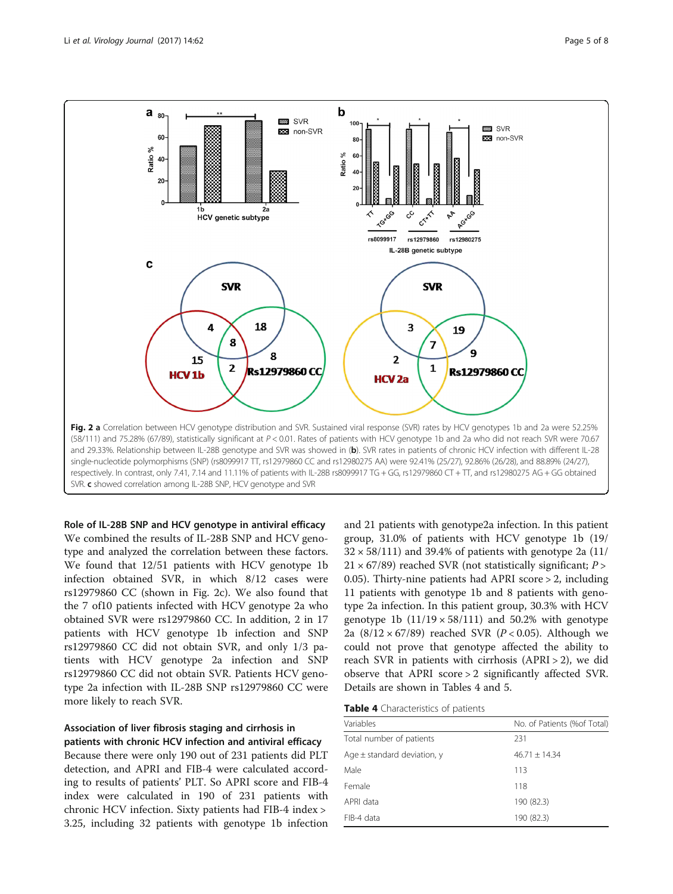**Fig. 2** **a** Correlation between HCV genotype distribution and SVR. Sustained viral response (SVR) rates by HCV genotypes 1b and 2a were 52.25% (58/111) and 75.28% (67/89), statistically significant at $P < 0.01$. Rates of patients with HCV genotype 1b and 2a who did not reach SVR were 70.67 and 29.33%. Relationship between IL-28B genotype and SVR was showed in (**b**). SVR rates in patients of chronic HCV infection with different IL-28 single-nucleotide polymorphisms (SNP) (rs8099917 TT, rs12979860 CC and rs12980275 AA) were 92.41% (25/27), 92.86% (26/28), and 88.89% (24/27), respectively. In contrast, only 7.41, 7.14 and 11.11% of patients with IL-28B rs8099917 TG + GG, rs12979860 CT + TT, and rs12980275 AG + GG obtained SVR. **c** showed correlation among IL-28B SNP, HCV genotype and SVR

### Role of IL-28B SNP and HCV genotype in antiviral efficacy

We combined the results of IL-28B SNP and HCV genotype and analyzed the correlation between these factors. We found that 12/51 patients with HCV genotype 1b infection obtained SVR, in which 8/12 cases were rs12979860 CC (shown in Fig. 2c). We also found that the 7 of10 patients infected with HCV genotype 2a who obtained SVR were rs12979860 CC. In addition, 2 in 17 patients with HCV genotype 1b infection and SNP rs12979860 CC did not obtain SVR, and only 1/3 patients with HCV genotype 2a infection and SNP rs12979860 CC did not obtain SVR. Patients HCV genotype 2a infection with IL-28B SNP rs12979860 CC were more likely to reach SVR.

### Association of liver fibrosis staging and cirrhosis in patients with chronic HCV infection and antiviral efficacy

Because there were only 190 out of 231 patients did PLT detection, and APRI and FIB-4 were calculated according to results of patients' PLT. So APRI score and FIB-4 index were calculated in 190 of 231 patients with chronic HCV infection. Sixty patients had FIB-4 index > 3.25, including 32 patients with genotype 1b infection and 21 patients with genotype2a infection. In this patient group, 31.0% of patients with HCV genotype 1b (19/32 × 58/111) and 39.4% of patients with genotype 2a (11/21 × 67/89) reached SVR (not statistically significant; $P > 0.05$). Thirty-nine patients had APRI score > 2, including 11 patients with genotype 1b and 8 patients with genotype 2a infection. In this patient group, 30.3% with HCV genotype 1b (11/19 × 58/111) and 50.2% with genotype 2a (8/12 × 67/89) reached SVR ($P < 0.05$). Although we could not prove that genotype affected the ability to reach SVR in patients with cirrhosis (APRI > 2), we did observe that APRI score > 2 significantly affected SVR. Details are shown in Tables 4 and 5.

**Table 4** Characteristics of patients

| Variables | No. of Patients (%of Total) |
|---|---|
| Total number of patients | 231 |
| Age ± standard deviation, y | 46.71 ± 14.34 |
| Male | 113 |
| Female | 118 |
| APRI data | 190 (82.3) |
| FIB-4 data | 190 (82.3) |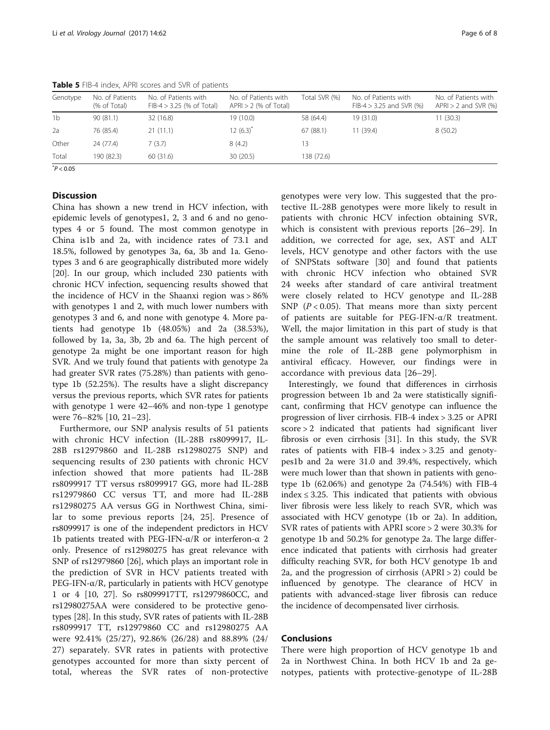**Table 5** FIB-4 index, APRI scores and SVR of patients

| Genotype | No. of Patients (% of Total) | No. of Patients with FIB-4 > 3.25 (% of Total) | No. of Patients with APRI > 2 (% of Total) | Total SVR (%) | No. of Patients with FIB-4 > 3.25 and SVR (%) | No. of Patients with APRI > 2 and SVR (%) |
|---|---|---|---|---|---|---|
| 1b | 90 (81.1) | 32 (16.8) | 19 (10.0) | 58 (64.4) | 19 (31.0) | 11 (30.3) |
| 2a | 76 (85.4) | 21 (11.1) | 12 (6.3)* | 67 (88.1) | 11 (39.4) | 8 (50.2) |
| Other | 24 (77.4) | 7 (3.7) | 8 (4.2) | 13 | | |
| Total | 190 (82.3) | 60 (31.6) | 30 (20.5) | 138 (72.6) | | |

*$P < 0.05$

## Discussion

China has shown a new trend in HCV infection, with epidemic levels of genotypes1, 2, 3 and 6 and no genotypes 4 or 5 found. The most common genotype in China is1b and 2a, with incidence rates of 73.1 and 18.5%, followed by genotypes 3a, 6a, 3b and 1a. Genotypes 3 and 6 are geographically distributed more widely [20]. In our group, which included 230 patients with chronic HCV infection, sequencing results showed that the incidence of HCV in the Shaanxi region was > 86% with genotypes 1 and 2, with much lower numbers with genotypes 3 and 6, and none with genotype 4. More patients had genotype 1b (48.05%) and 2a (38.53%), followed by 1a, 3a, 3b, 2b and 6a. The high percent of genotype 2a might be one important reason for high SVR. And we truly found that patients with genotype 2a had greater SVR rates (75.28%) than patients with genotype 1b (52.25%). The results have a slight discrepancy versus the previous reports, which SVR rates for patients with genotype 1 were 42–46% and non-type 1 genotype were 76–82% [10, 21–23].

Furthermore, our SNP analysis results of 51 patients with chronic HCV infection (IL-28B rs8099917, IL-28B rs12979860 and IL-28B rs12980275 SNP) and sequencing results of 230 patients with chronic HCV infection showed that more patients had IL-28B rs8099917 TT versus rs8099917 GG, more had IL-28B rs12979860 CC versus TT, and more had IL-28B rs12980275 AA versus GG in Northwest China, similar to some previous reports [24, 25]. Presence of rs8099917 is one of the independent predictors in HCV 1b patients treated with PEG-IFN-α/R or interferon-α 2 only. Presence of rs12980275 has great relevance with SNP of rs12979860 [26], which plays an important role in the prediction of SVR in HCV patients treated with PEG-IFN-α/R, particularly in patients with HCV genotype 1 or 4 [10, 27]. So rs8099917TT, rs12979860CC, and rs12980275AA were considered to be protective genotypes [28]. In this study, SVR rates of patients with IL-28B rs8099917 TT, rs12979860 CC and rs12980275 AA were 92.41% (25/27), 92.86% (26/28) and 88.89% (24/27) separately. SVR rates in patients with protective genotypes accounted for more than sixty percent of total, whereas the SVR rates of non-protective genotypes were very low. This suggested that the protective IL-28B genotypes were more likely to result in patients with chronic HCV infection obtaining SVR, which is consistent with previous reports [26–29]. In addition, we corrected for age, sex, AST and ALT levels, HCV genotype and other factors with the use of SNPStats software [30] and found that patients with chronic HCV infection who obtained SVR 24 weeks after standard of care antiviral treatment were closely related to HCV genotype and IL-28B SNP ($P < 0.05$). That means more than sixty percent of patients are suitable for PEG-IFN-α/R treatment. Well, the major limitation in this part of study is that the sample amount was relatively too small to determine the role of IL-28B gene polymorphism in antiviral efficacy. However, our findings were in accordance with previous data [26–29].

Interestingly, we found that differences in cirrhosis progression between 1b and 2a were statistically significant, confirming that HCV genotype can influence the progression of liver cirrhosis. FIB-4 index > 3.25 or APRI score > 2 indicated that patients had significant liver fibrosis or even cirrhosis [31]. In this study, the SVR rates of patients with FIB-4 index > 3.25 and genotypes1b and 2a were 31.0 and 39.4%, respectively, which were much lower than that shown in patients with genotype 1b (62.06%) and genotype 2a (74.54%) with FIB-4 index ≤ 3.25. This indicated that patients with obvious liver fibrosis were less likely to reach SVR, which was associated with HCV genotype (1b or 2a). In addition, SVR rates of patients with APRI score > 2 were 30.3% for genotype 1b and 50.2% for genotype 2a. The large difference indicated that patients with cirrhosis had greater difficulty reaching SVR, for both HCV genotype 1b and 2a, and the progression of cirrhosis (APRI > 2) could be influenced by genotype. The clearance of HCV in patients with advanced-stage liver fibrosis can reduce the incidence of decompensated liver cirrhosis.

## Conclusions

There were high proportion of HCV genotype 1b and 2a in Northwest China. In both HCV 1b and 2a genotypes, patients with protective-genotype of IL-28B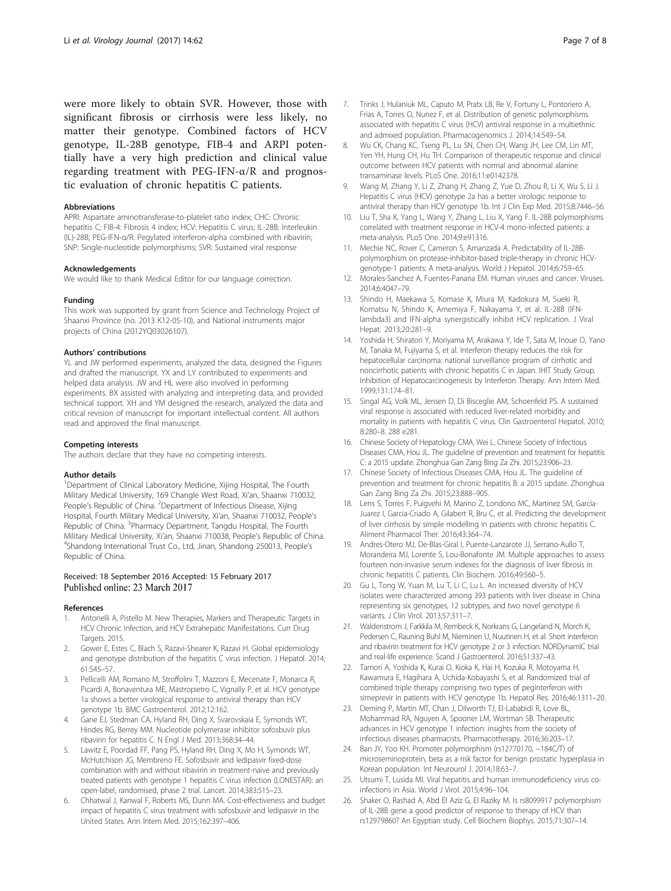were more likely to obtain SVR. However, those with significant fibrosis or cirrhosis were less likely, no matter their genotype. Combined factors of HCV genotype, IL-28B genotype, FIB-4 and ARPI potentially have a very high prediction and clinical value regarding treatment with PEG-IFN-α/R and prognostic evaluation of chronic hepatitis C patients.

### Abbreviations

APRI: Aspartate aminotransferase-to-platelet ratio index; CHC: Chronic hepatitis C; FIB-4: Fibrosis 4 index; HCV: Hepatitis C virus; IL-28B: Interleukin (IL)-28B; PEG-IFN-α/R: Pegylated interferon-alpha combined with ribavirin; SNP: Single-nucleotide polymorphisms; SVR: Sustained viral response

### Acknowledgements

We would like to thank Medical Editor for our language correction.

### Funding

This work was supported by grant from Science and Technology Project of Shaanxi Province (no. 2013 K12-05-10), and National instruments major projects of China (2012YQ03026107).

### Authors' contributions

YL and JW performed experiments, analyzed the data, designed the Figures and drafted the manuscript. YX and LY contributed to experiments and helped data analysis. JW and HL were also involved in performing experiments. BX assisted with analyzing and interpreting data, and provided technical support. XH and YM designed the research, analyzed the data and critical revision of manuscript for important intellectual content. All authors read and approved the final manuscript.

### Competing interests

The authors declare that they have no competing interests.

### Author details

[1]Department of Clinical Laboratory Medicine, Xijing Hospital, The Fourth Military Medical University, 169 Changle West Road, Xi'an, Shaanxi 710032, People's Republic of China. [2]Department of Infectious Disease, Xijing Hospital, Fourth Military Medical University, Xi'an, Shaanxi 710032, People's Republic of China. [3]Pharmacy Department, Tangdu Hospital, The Fourth Military Medical University, Xi'an, Shaanxi 710038, People's Republic of China. [4]Shandong International Trust Co., Ltd, Jinan, Shandong 250013, People's Republic of China.

Received: 18 September 2016 Accepted: 15 February 2017
Published online: 23 March 2017

### References

1. Antonelli A, Pistello M. New Therapies, Markers and Therapeutic Targets in HCV Chronic Infection, and HCV Extrahepatic Manifestations. Curr Drug Targets. 2015.
2. Gower E, Estes C, Blach S, Razavi-Shearer K, Razavi H. Global epidemiology and genotype distribution of the hepatitis C virus infection. J Hepatol. 2014; 61:S45–57.
3. Pellicelli AM, Romano M, Stroffolini T, Mazzoni E, Mecenate F, Monarca R, Picardi A, Bonaventura ME, Mastropietro C, Vignally P, et al. HCV genotype 1a shows a better virological response to antiviral therapy than HCV genotype 1b. BMC Gastroenterol. 2012;12:162.
4. Gane EJ, Stedman CA, Hyland RH, Ding X, Svarovskaia E, Symonds WT, Hindes RG, Berrey MM. Nucleotide polymerase inhibitor sofosbuvir plus ribavirin for hepatitis C. N Engl J Med. 2013;368:34–44.
5. Lawitz E, Poordad FF, Pang PS, Hyland RH, Ding X, Mo H, Symonds WT, McHutchison JG, Membreno FE. Sofosbuvir and ledipasvir fixed-dose combination with and without ribavirin in treatment-naive and previously treated patients with genotype 1 hepatitis C virus infection (LONESTAR): an open-label, randomised, phase 2 trial. Lancet. 2014;383:515–23.
6. Chhatwal J, Kanwal F, Roberts MS, Dunn MA. Cost-effectiveness and budget impact of hepatitis C virus treatment with sofosbuvir and ledipasvir in the United States. Ann Intern Med. 2015;162:397–406.
7. Trinks J, Hulaniuk ML, Caputo M, Pratx LB, Re V, Fortuny L, Pontoriero A, Frias A, Torres O, Nunez F, et al. Distribution of genetic polymorphisms associated with hepatitis C virus (HCV) antiviral response in a multiethnic and admixed population. Pharmacogenomics J. 2014;14:549–54.
8. Wu CK, Chang KC, Tseng PL, Lu SN, Chen CH, Wang JH, Lee CM, Lin MT, Yen YH, Hung CH, Hu TH. Comparison of therapeutic response and clinical outcome between HCV patients with normal and abnormal alanine transaminase levels. PLoS One. 2016;11:e0142378.
9. Wang M, Zhang Y, Li Z, Zhang H, Zhang Z, Yue D, Zhou R, Li X, Wu S, Li J. Hepatitis C virus (HCV) genotype 2a has a better virologic response to antiviral therapy than HCV genotype 1b. Int J Clin Exp Med. 2015;8:7446–56.
10. Liu T, Sha K, Yang L, Wang Y, Zhang L, Liu X, Yang F. IL-28B polymorphisms correlated with treatment response in HCV-4 mono-infected patients: a meta-analysis. PLoS One. 2014;9:e91316.
11. Mechie NC, Rover C, Cameron S, Amanzada A. Predictability of IL-28B-polymorphism on protease-inhibitor-based triple-therapy in chronic HCV-genotype-1 patients: A meta-analysis. World J Hepatol. 2014;6:759–65.
12. Morales-Sanchez A, Fuentes-Panana EM. Human viruses and cancer. Viruses. 2014;6:4047–79.
13. Shindo H, Maekawa S, Komase K, Miura M, Kadokura M, Sueki R, Komatsu N, Shindo K, Amemiya F, Nakayama Y, et al. IL-28B (IFN-lambda3) and IFN-alpha synergistically inhibit HCV replication. J Viral Hepat. 2013;20:281–9.
14. Yoshida H, Shiratori Y, Moriyama M, Arakawa Y, Ide T, Sata M, Inoue O, Yano M, Tanaka M, Fujiyama S, et al. Interferon therapy reduces the risk for hepatocellular carcinoma: national surveillance program of cirrhotic and noncirrhotic patients with chronic hepatitis C in Japan. IHIT Study Group. Inhibition of Hepatocarcinogenesis by Interferon Therapy. Ann Intern Med. 1999;131:174–81.
15. Singal AG, Volk ML, Jensen D, Di Bisceglie AM, Schoenfeld PS. A sustained viral response is associated with reduced liver-related morbidity and mortality in patients with hepatitis C virus. Clin Gastroenterol Hepatol. 2010; 8:280–8. 288 e281.
16. Chinese Society of Hepatology CMA, Wei L, Chinese Society of Infectious Diseases CMA, Hou JL. The guideline of prevention and treatment for hepatitis C: a 2015 update. Zhonghua Gan Zang Bing Za Zhi. 2015;23:906–23.
17. Chinese Society of Infectious Diseases CMA, Hou JL. The guideline of prevention and treatment for chronic hepatitis B: a 2015 update. Zhonghua Gan Zang Bing Za Zhi. 2015;23:888–905.
18. Lens S, Torres F, Puigvehi M, Marino Z, Londono MC, Martinez SM, Garcia-Juarez I, Garcia-Criado A, Gilabert R, Bru C, et al. Predicting the development of liver cirrhosis by simple modelling in patients with chronic hepatitis C. Aliment Pharmacol Ther. 2016;43:364–74.
19. Andres-Otero MJ, De-Blas-Giral I, Puente-Lanzarote JJ, Serrano-Aullo T, Morandeira MJ, Lorente S, Lou-Bonafonte JM. Multiple approaches to assess fourteen non-invasive serum indexes for the diagnosis of liver fibrosis in chronic hepatitis C patients. Clin Biochem. 2016;49:560–5.
20. Gu L, Tong W, Yuan M, Lu T, Li C, Lu L. An increased diversity of HCV isolates were characterized among 393 patients with liver disease in China representing six genotypes, 12 subtypes, and two novel genotype 6 variants. J Clin Virol. 2013;57:311–7.
21. Waldenstrom J, Farkkila M, Rembeck K, Norkrans G, Langeland N, Morch K, Pedersen C, Rauning Buhl M, Nieminen U, Nuutinen H, et al. Short interferon and ribavirin treatment for HCV genotype 2 or 3 infection: NORDynamIC trial and real-life experience. Scand J Gastroenterol. 2016;51:337–43.
22. Tamori A, Yoshida K, Kurai O, Kioka K, Hai H, Kozuka R, Motoyama H, Kawamura E, Hagihara A, Uchida-Kobayashi S, et al. Randomized trial of combined triple therapy comprising two types of peginterferon with simeprevir in patients with HCV genotype 1b. Hepatol Res. 2016;46:1311–20.
23. Deming P, Martin MT, Chan J, Dilworth TJ, El-Lababidi R, Love BL, Mohammad RA, Nguyen A, Spooner LM, Wortman SB. Therapeutic advances in HCV genotype 1 infection: insights from the society of infectious diseases pharmacists. Pharmacotherapy. 2016;36:203–17.
24. Ban JY, Yoo KH. Promoter polymorphism (rs12770170, −184C/T) of microseminoprotein, beta as a risk factor for benign prostatic hyperplasia in Korean population. Int Neurourol J. 2014;18:63–7.
25. Utsumi T, Lusida MI. Viral hepatitis and human immunodeficiency virus co-infections in Asia. World J Virol. 2015;4:96–104.
26. Shaker O, Rashad A, Abd El Aziz G, El Raziky M. Is rs8099917 polymorphism of IL-28B gene a good predictor of response to therapy of HCV than rs12979860? An Egyptian study. Cell Biochem Biophys. 2015;71:307–14.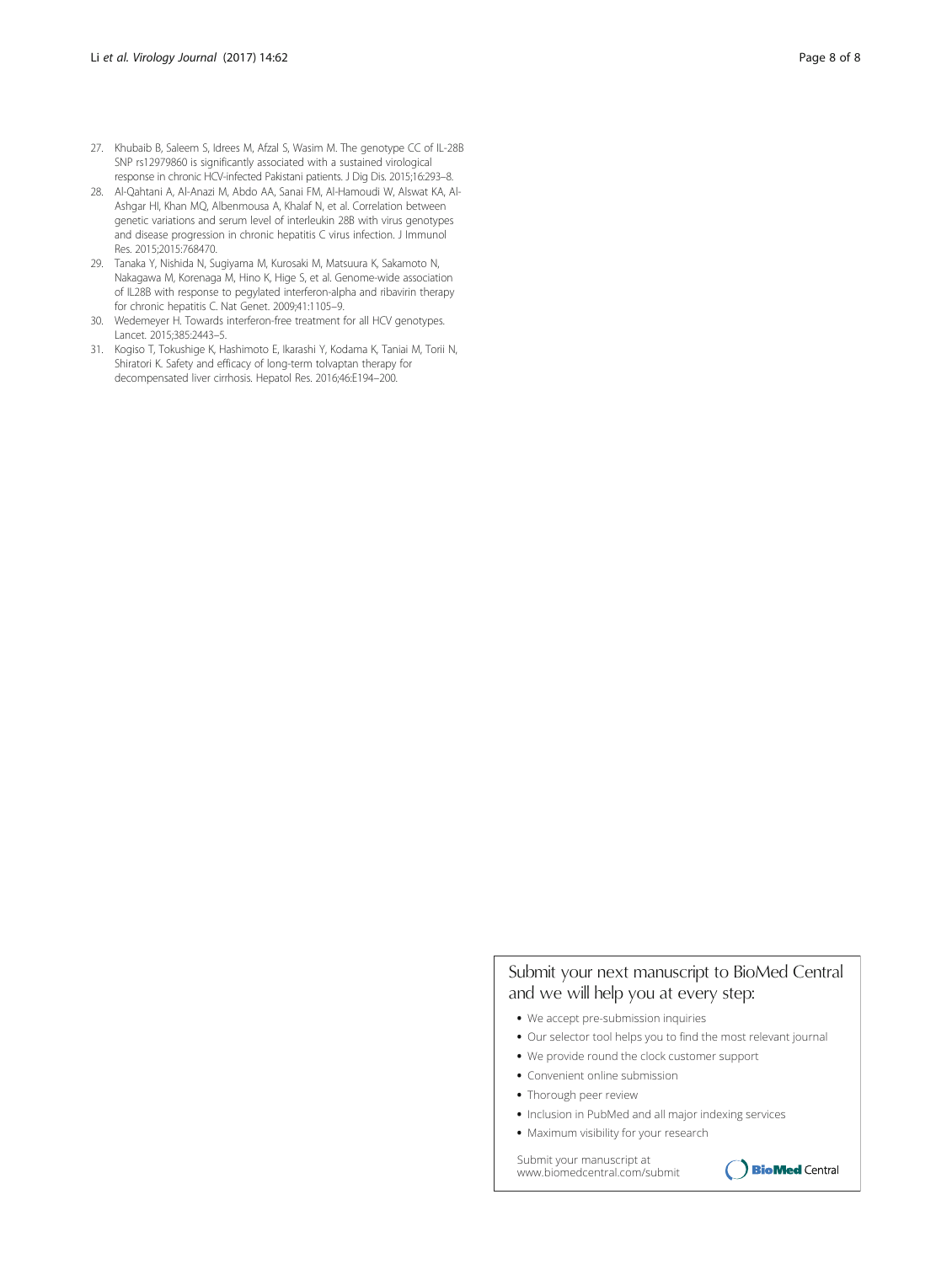27. Khubaib B, Saleem S, Idrees M, Afzal S, Wasim M. The genotype CC of IL-28B SNP rs12979860 is significantly associated with a sustained virological response in chronic HCV-infected Pakistani patients. J Dig Dis. 2015;16:293–8.
28. Al-Qahtani A, Al-Anazi M, Abdo AA, Sanai FM, Al-Hamoudi W, Alswat KA, Al-Ashgar HI, Khan MQ, Albenmousa A, Khalaf N, et al. Correlation between genetic variations and serum level of interleukin 28B with virus genotypes and disease progression in chronic hepatitis C virus infection. J Immunol Res. 2015;2015:768470.
29. Tanaka Y, Nishida N, Sugiyama M, Kurosaki M, Matsuura K, Sakamoto N, Nakagawa M, Korenaga M, Hino K, Hige S, et al. Genome-wide association of IL28B with response to pegylated interferon-alpha and ribavirin therapy for chronic hepatitis C. Nat Genet. 2009;41:1105–9.
30. Wedemeyer H. Towards interferon-free treatment for all HCV genotypes. Lancet. 2015;385:2443–5.
31. Kogiso T, Tokushige K, Hashimoto E, Ikarashi Y, Kodama K, Taniai M, Torii N, Shiratori K. Safety and efficacy of long-term tolvaptan therapy for decompensated liver cirrhosis. Hepatol Res. 2016;46:E194–200.

Submit your next manuscript to BioMed Central and we will help you at every step:

- We accept pre-submission inquiries
- Our selector tool helps you to find the most relevant journal
- We provide round the clock customer support
- Convenient online submission
- Thorough peer review
- Inclusion in PubMed and all major indexing services
- Maximum visibility for your research

Submit your manuscript at
www.biomedcentral.com/submit

BioMed Central